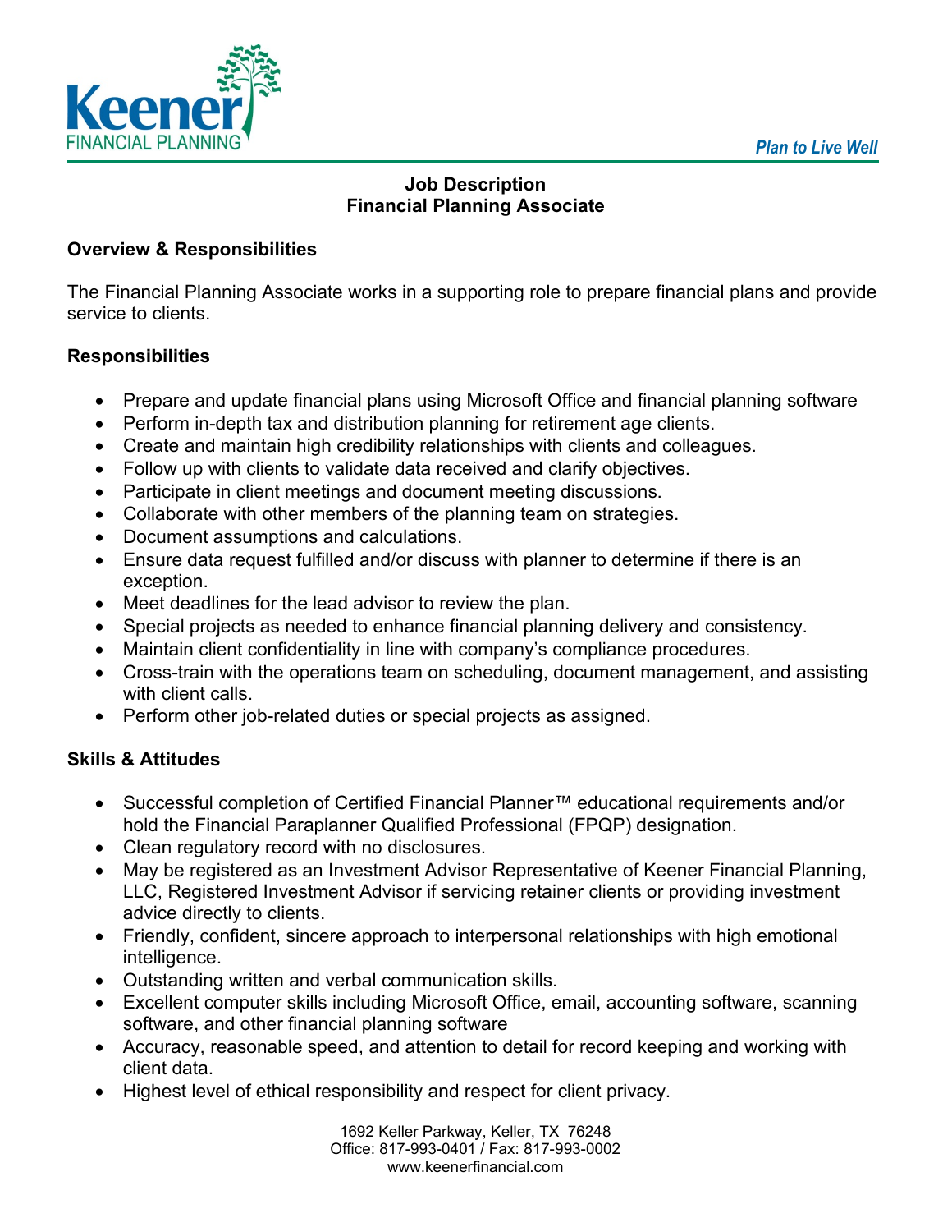Keener FINANCIAL PLANNING

*Plan to Live Well*

# Job Description
# Financial Planning Associate

## Overview & Responsibilities

The Financial Planning Associate works in a supporting role to prepare financial plans and provide service to clients.

## Responsibilities

- Prepare and update financial plans using Microsoft Office and financial planning software
- Perform in-depth tax and distribution planning for retirement age clients.
- Create and maintain high credibility relationships with clients and colleagues.
- Follow up with clients to validate data received and clarify objectives.
- Participate in client meetings and document meeting discussions.
- Collaborate with other members of the planning team on strategies.
- Document assumptions and calculations.
- Ensure data request fulfilled and/or discuss with planner to determine if there is an exception.
- Meet deadlines for the lead advisor to review the plan.
- Special projects as needed to enhance financial planning delivery and consistency.
- Maintain client confidentiality in line with company's compliance procedures.
- Cross-train with the operations team on scheduling, document management, and assisting with client calls.
- Perform other job-related duties or special projects as assigned.

## Skills & Attitudes

- Successful completion of Certified Financial Planner™ educational requirements and/or hold the Financial Paraplanner Qualified Professional (FPQP) designation.
- Clean regulatory record with no disclosures.
- May be registered as an Investment Advisor Representative of Keener Financial Planning, LLC, Registered Investment Advisor if servicing retainer clients or providing investment advice directly to clients.
- Friendly, confident, sincere approach to interpersonal relationships with high emotional intelligence.
- Outstanding written and verbal communication skills.
- Excellent computer skills including Microsoft Office, email, accounting software, scanning software, and other financial planning software
- Accuracy, reasonable speed, and attention to detail for record keeping and working with client data.
- Highest level of ethical responsibility and respect for client privacy.

1692 Keller Parkway, Keller, TX 76248
Office: 817-993-0401 / Fax: 817-993-0002
www.keenerfinancial.com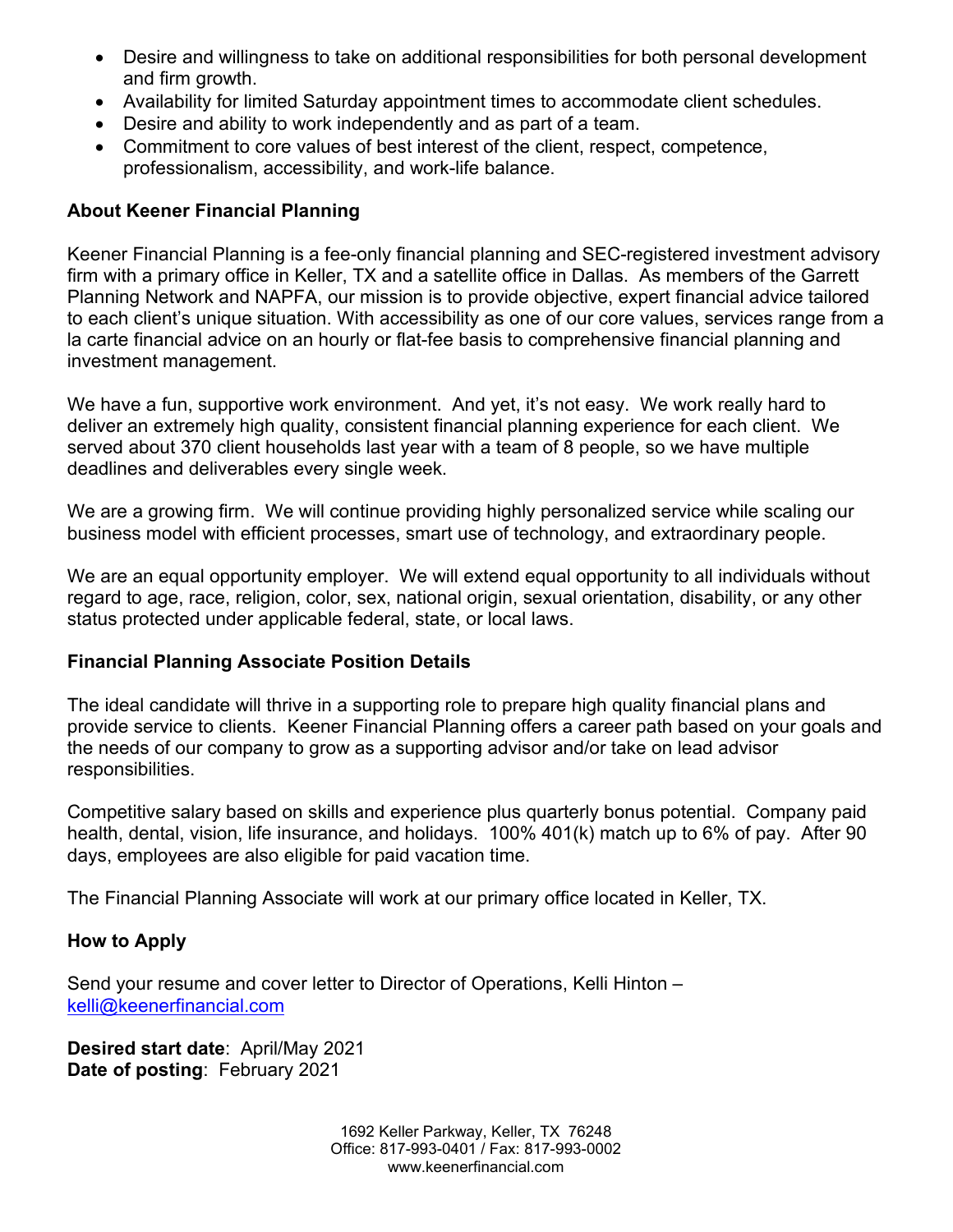- Desire and willingness to take on additional responsibilities for both personal development and firm growth.
- Availability for limited Saturday appointment times to accommodate client schedules.
- Desire and ability to work independently and as part of a team.
- Commitment to core values of best interest of the client, respect, competence, professionalism, accessibility, and work-life balance.

**About Keener Financial Planning**

Keener Financial Planning is a fee-only financial planning and SEC-registered investment advisory firm with a primary office in Keller, TX and a satellite office in Dallas. As members of the Garrett Planning Network and NAPFA, our mission is to provide objective, expert financial advice tailored to each client's unique situation. With accessibility as one of our core values, services range from a la carte financial advice on an hourly or flat-fee basis to comprehensive financial planning and investment management.

We have a fun, supportive work environment. And yet, it's not easy. We work really hard to deliver an extremely high quality, consistent financial planning experience for each client. We served about 370 client households last year with a team of 8 people, so we have multiple deadlines and deliverables every single week.

We are a growing firm. We will continue providing highly personalized service while scaling our business model with efficient processes, smart use of technology, and extraordinary people.

We are an equal opportunity employer. We will extend equal opportunity to all individuals without regard to age, race, religion, color, sex, national origin, sexual orientation, disability, or any other status protected under applicable federal, state, or local laws.

**Financial Planning Associate Position Details**

The ideal candidate will thrive in a supporting role to prepare high quality financial plans and provide service to clients. Keener Financial Planning offers a career path based on your goals and the needs of our company to grow as a supporting advisor and/or take on lead advisor responsibilities.

Competitive salary based on skills and experience plus quarterly bonus potential. Company paid health, dental, vision, life insurance, and holidays. 100% 401(k) match up to 6% of pay. After 90 days, employees are also eligible for paid vacation time.

The Financial Planning Associate will work at our primary office located in Keller, TX.

**How to Apply**

Send your resume and cover letter to Director of Operations, Kelli Hinton – kelli@keenerfinancial.com

**Desired start date**: April/May 2021
**Date of posting**: February 2021

1692 Keller Parkway, Keller, TX 76248
Office: 817-993-0401 / Fax: 817-993-0002
www.keenerfinancial.com